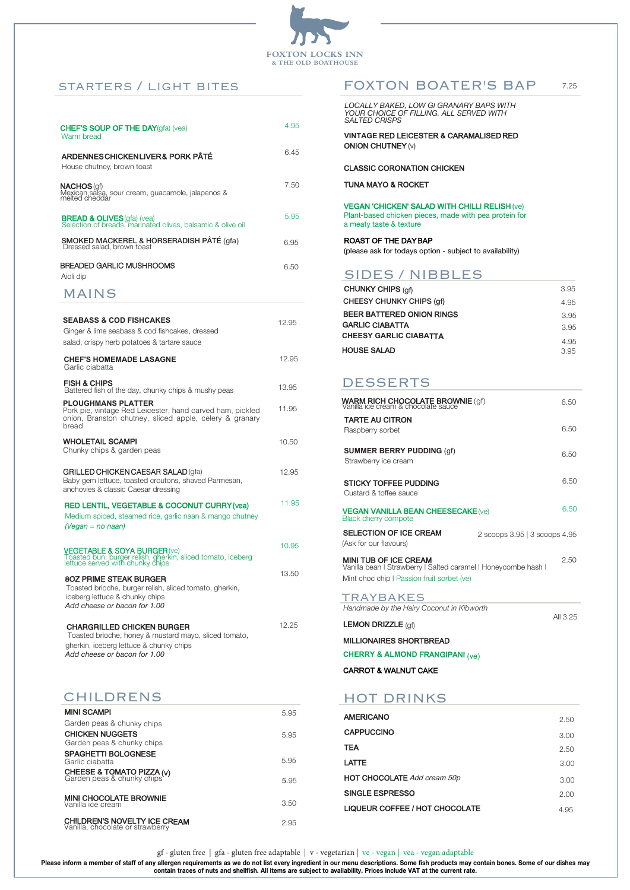# FOXTON LOCKS INN
& THE OLD BOATHOUSE

## STARTERS / LIGHT BITES

**CHEF'S SOUP OF THE DAY** (gfa) (vea) — 4.95
Warm bread

**ARDENNES CHICKEN LIVER & PORK PÂTÉ** — 6.45
House chutney, brown toast

**NACHOS** (gf) — 7.50
Mexican salsa, sour cream, guacamole, jalapenos & melted cheddar

**BREAD & OLIVES** (gfa) (vea) — 5.95
Selection of breads, marinated olives, balsamic & olive oil

**SMOKED MACKEREL & HORSERADISH PÂTÉ** (gfa) — 6.95
Dressed salad, brown toast

**BREADED GARLIC MUSHROOMS** — 6.50
Aioli dip

## MAINS

**SEABASS & COD FISHCAKES** — 12.95
Ginger & lime seabass & cod fishcakes, dressed salad, crispy herb potatoes & tartare sauce

**CHEF'S HOMEMADE LASAGNE** — 12.95
Garlic ciabatta

**FISH & CHIPS** — 13.95
Battered fish of the day, chunky chips & mushy peas

**PLOUGHMANS PLATTER** — 11.95
Pork pie, vintage Red Leicester, hand carved ham, pickled onion, Branston chutney, sliced apple, celery & granary bread

**WHOLETAIL SCAMPI** — 10.50
Chunky chips & garden peas

**GRILLED CHICKEN CAESAR SALAD** (gfa) — 12.95
Baby gem lettuce, toasted croutons, shaved Parmesan, anchovies & classic Caesar dressing

**RED LENTIL, VEGETABLE & COCONUT CURRY** (vea) — 11.95
Medium spiced, steamed rice, garlic naan & mango chutney
*(Vegan = no naan)*

**VEGETABLE & SOYA BURGER** (ve) — 10.95
Toasted bun, burger relish, gherkin, sliced tomato, iceberg lettuce served with chunky chips

**8OZ PRIME STEAK BURGER** — 13.50
Toasted brioche, burger relish, sliced tomato, gherkin, iceberg lettuce & chunky chips
*Add cheese or bacon for 1.00*

**CHARGRILLED CHICKEN BURGER** — 12.25
Toasted brioche, honey & mustard mayo, sliced tomato, gherkin, iceberg lettuce & chunky chips
*Add cheese or bacon for 1.00*

## CHILDRENS

**MINI SCAMPI** — 5.95
Garden peas & chunky chips

**CHICKEN NUGGETS** — 5.95
Garden peas & chunky chips

**SPAGHETTI BOLOGNESE** — 5.95
Garlic ciabatta

**CHEESE & TOMATO PIZZA** (v) — 5.95
Garden peas & chunky chips

**MINI CHOCOLATE BROWNIE** — 3.50
Vanilla ice cream

**CHILDREN'S NOVELTY ICE CREAM** — 2.95
Vanilla, chocolate or strawberry

## FOXTON BOATER'S BAP — 7.25

*LOCALLY BAKED, LOW GI GRANARY BAPS WITH YOUR CHOICE OF FILLING. ALL SERVED WITH SALTED CRISPS*

**VINTAGE RED LEICESTER & CARAMALISED RED ONION CHUTNEY** (v)

**CLASSIC CORONATION CHICKEN**

**TUNA MAYO & ROCKET**

**VEGAN 'CHICKEN' SALAD WITH CHILLI RELISH** (ve)
Plant-based chicken pieces, made with pea protein for a meaty taste & texture

**ROAST OF THE DAY BAP**
(please ask for todays option - subject to availability)

## SIDES / NIBBLES

| Item | Price |
|---|---|
| **CHUNKY CHIPS** (gf) | 3.95 |
| **CHEESY CHUNKY CHIPS** (gf) | 4.95 |
| **BEER BATTERED ONION RINGS** | 3.95 |
| **GARLIC CIABATTA** | 3.95 |
| **CHEESY GARLIC CIABATTA** | 4.95 |
| **HOUSE SALAD** | 3.95 |

## DESSERTS

**WARM RICH CHOCOLATE BROWNIE** (gf) — 6.50
Vanilla ice cream & chocolate sauce

**TARTE AU CITRON** — 6.50
Raspberry sorbet

**SUMMER BERRY PUDDING** (gf) — 6.50
Strawberry ice cream

**STICKY TOFFEE PUDDING** — 6.50
Custard & toffee sauce

**VEGAN VANILLA BEAN CHEESECAKE** (ve) — 6.50
Black cherry compote

**SELECTION OF ICE CREAM** — 2 scoops 3.95 | 3 scoops 4.95
(Ask for our flavours)

**MINI TUB OF ICE CREAM** — 2.50
Vanilla bean | Strawberry | Salted caramel | Honeycombe hash | Mint choc chip | Passion fruit sorbet (ve)

## TRAYBAKES

*Handmade by the Hairy Coconut in Kibworth*

All 3.25

**LEMON DRIZZLE** (gf)

**MILLIONAIRES SHORTBREAD**

**CHERRY & ALMOND FRANGIPANI** (ve)

**CARROT & WALNUT CAKE**

## HOT DRINKS

| Item | Price |
|---|---|
| **AMERICANO** | 2.50 |
| **CAPPUCCINO** | 3.00 |
| **TEA** | 2.50 |
| **LATTE** | 3.00 |
| **HOT CHOCOLATE** *Add cream 50p* | 3.00 |
| **SINGLE ESPRESSO** | 2.00 |
| **LIQUEUR COFFEE / HOT CHOCOLATE** | 4.95 |

gf - gluten free | gfa - gluten free adaptable | v - vegetarian | ve - vegan | vea - vegan adaptable

**Please inform a member of staff of any allergen requirements as we do not list every ingredient in our menu descriptions. Some fish products may contain bones. Some of our dishes may contain traces of nuts and shellfish. All items are subject to availability. Prices include VAT at the current rate.**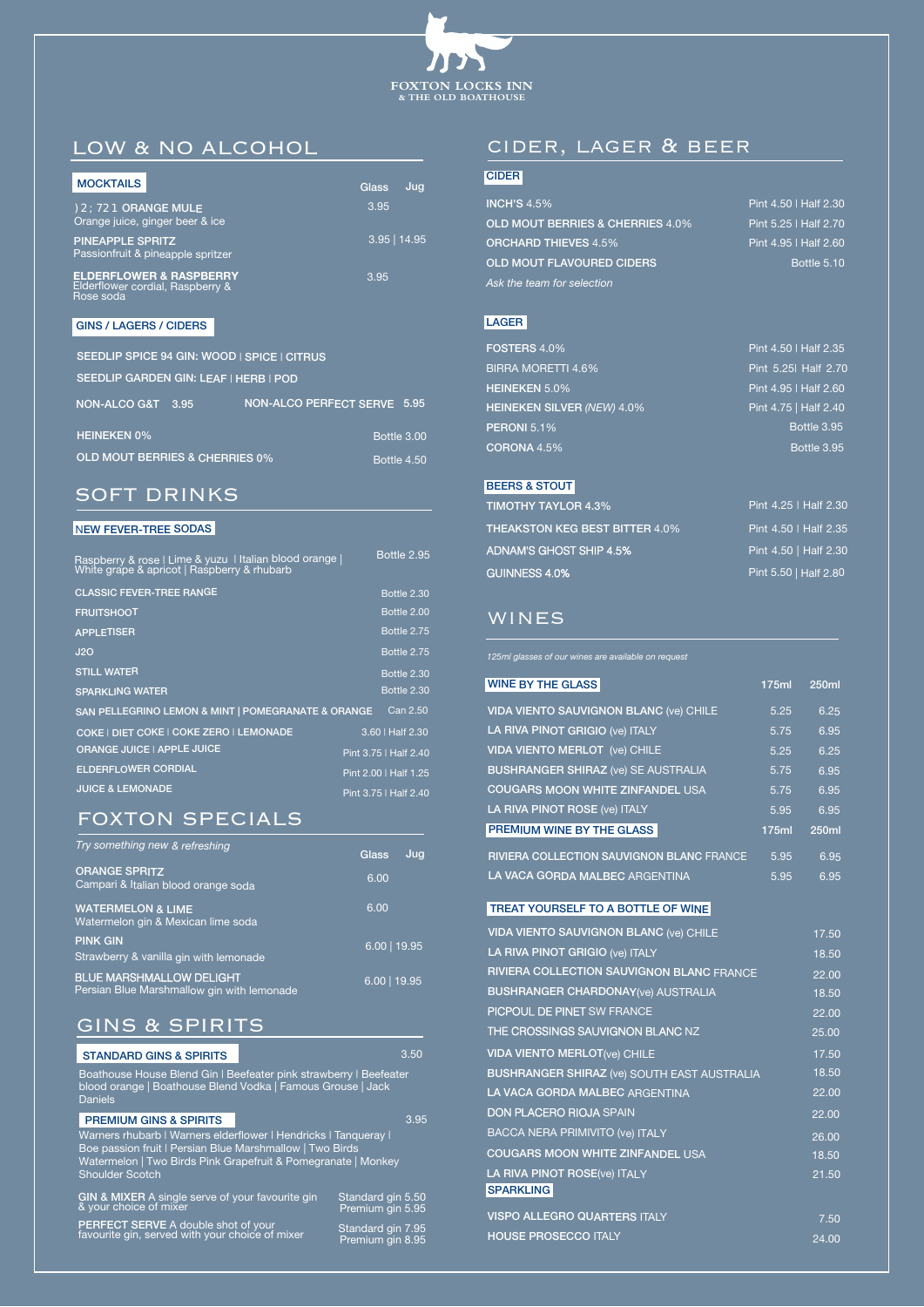FOXTON LOCKS INN
& THE OLD BOATHOUSE

## LOW & NO ALCOHOL

### MOCKTAILS

| | Glass | Jug |
|---|---|---|
| **)2;721 ORANGE MULE** Orange juice, ginger beer & ice | 3.95 | |
| **PINEAPPLE SPRITZ** Passionfruit & pineapple spritzer | 3.95 | 14.95 |
| **ELDERFLOWER & RASPBERRY** Elderflower cordial, Raspberry & Rose soda | 3.95 | |

### GINS / LAGERS / CIDERS

SEEDLIP SPICE 94 GIN: WOOD | SPICE | CITRUS

SEEDLIP GARDEN GIN: LEAF | HERB | POD

NON-ALCO G&T 3.95 NON-ALCO PERFECT SERVE 5.95

| | |
|---|---|
| HEINEKEN 0% | Bottle 3.00 |
| OLD MOUT BERRIES & CHERRIES 0% | Bottle 4.50 |

## SOFT DRINKS

### NEW FEVER-TREE SODAS

| | |
|---|---|
| Raspberry & rose \| Lime & yuzu \| Italian blood orange \| White grape & apricot \| Raspberry & rhubarb | Bottle 2.95 |
| CLASSIC FEVER-TREE RANGE | Bottle 2.30 |
| FRUITSHOOT | Bottle 2.00 |
| APPLETISER | Bottle 2.75 |
| J2O | Bottle 2.75 |
| STILL WATER | Bottle 2.30 |
| SPARKLING WATER | Bottle 2.30 |
| SAN PELLEGRINO LEMON & MINT \| POMEGRANATE & ORANGE | Can 2.50 |
| COKE \| DIET COKE \| COKE ZERO \| LEMONADE | 3.60 \| Half 2.30 |
| ORANGE JUICE \| APPLE JUICE | Pint 3.75 \| Half 2.40 |
| ELDERFLOWER CORDIAL | Pint 2.00 \| Half 1.25 |
| JUICE & LEMONADE | Pint 3.75 \| Half 2.40 |

## FOXTON SPECIALS

*Try something new & refreshing*

| | Glass | Jug |
|---|---|---|
| **ORANGE SPRITZ** Campari & Italian blood orange soda | 6.00 | |
| **WATERMELON & LIME** Watermelon gin & Mexican lime soda | 6.00 | |
| **PINK GIN** Strawberry & vanilla gin with lemonade | 6.00 | 19.95 |
| **BLUE MARSHMALLOW DELIGHT** Persian Blue Marshmallow gin with lemonade | 6.00 | 19.95 |

## GINS & SPIRITS

### STANDARD GINS & SPIRITS — 3.50

Boathouse House Blend Gin | Beefeater pink strawberry | Beefeater blood orange | Boathouse Blend Vodka | Famous Grouse | Jack Daniels

### PREMIUM GINS & SPIRITS — 3.95

Warners rhubarb | Warners elderflower | Hendricks | Tanqueray | Boe passion fruit | Persian Blue Marshmallow | Two Birds Watermelon | Two Birds Pink Grapefruit & Pomegranate | Monkey Shoulder Scotch

| | |
|---|---|
| **GIN & MIXER** A single serve of your favourite gin & your choice of mixer | Standard gin 5.50<br>Premium gin 5.95 |
| **PERFECT SERVE** A double shot of your favourite gin, served with your choice of mixer | Standard gin 7.95<br>Premium gin 8.95 |

## CIDER, LAGER & BEER

### CIDER

| | |
|---|---|
| **INCH'S** 4.5% | Pint 4.50 \| Half 2.30 |
| **OLD MOUT BERRIES & CHERRIES** 4.0% | Pint 5.25 \| Half 2.70 |
| **ORCHARD THIEVES** 4.5% | Pint 4.95 \| Half 2.60 |
| **OLD MOUT FLAVOURED CIDERS** | Bottle 5.10 |

*Ask the team for selection*

### LAGER

| | |
|---|---|
| **FOSTERS** 4.0% | Pint 4.50 \| Half 2.35 |
| BIRRA MORETTI 4.6% | Pint 5.25\| Half 2.70 |
| **HEINEKEN** 5.0% | Pint 4.95 \| Half 2.60 |
| **HEINEKEN SILVER** *(NEW)* 4.0% | Pint 4.75 \| Half 2.40 |
| **PERONI** 5.1% | Bottle 3.95 |
| **CORONA** 4.5% | Bottle 3.95 |

### BEERS & STOUT

| | |
|---|---|
| **TIMOTHY TAYLOR 4.3%** | Pint 4.25 \| Half 2.30 |
| **THEAKSTON KEG BEST BITTER** 4.0% | Pint 4.50 \| Half 2.35 |
| **ADNAM'S GHOST SHIP 4.5%** | Pint 4.50 \| Half 2.30 |
| **GUINNESS 4.0%** | Pint 5.50 \| Half 2.80 |

## WINES

*125ml glasses of our wines are available on request*

| WINE BY THE GLASS | 175ml | 250ml |
|---|---|---|
| **VIDA VIENTO SAUVIGNON BLANC** (ve) CHILE | 5.25 | 6.25 |
| **LA RIVA PINOT GRIGIO** (ve) ITALY | 5.75 | 6.95 |
| **VIDA VIENTO MERLOT** (ve) CHILE | 5.25 | 6.25 |
| **BUSHRANGER SHIRAZ** (ve) SE AUSTRALIA | 5.75 | 6.95 |
| **COUGARS MOON WHITE ZINFANDEL** USA | 5.75 | 6.95 |
| **LA RIVA PINOT ROSE** (ve) ITALY | 5.95 | 6.95 |
| **PREMIUM WINE BY THE GLASS** | **175ml** | **250ml** |
| **RIVIERA COLLECTION SAUVIGNON BLANC** FRANCE | 5.95 | 6.95 |
| **LA VACA GORDA MALBEC** ARGENTINA | 5.95 | 6.95 |

### TREAT YOURSELF TO A BOTTLE OF WINE

| | |
|---|---|
| **VIDA VIENTO SAUVIGNON BLANC** (ve) CHILE | 17.50 |
| **LA RIVA PINOT GRIGIO** (ve) ITALY | 18.50 |
| **RIVIERA COLLECTION SAUVIGNON BLANC** FRANCE | 22.00 |
| **BUSHRANGER CHARDONAY**(ve) AUSTRALIA | 18.50 |
| **PICPOUL DE PINET** SW FRANCE | 22.00 |
| **THE CROSSINGS SAUVIGNON BLANC** NZ | 25.00 |
| **VIDA VIENTO MERLOT**(ve) CHILE | 17.50 |
| **BUSHRANGER SHIRAZ** (ve) SOUTH EAST AUSTRALIA | 18.50 |
| **LA VACA GORDA MALBEC** ARGENTINA | 22.00 |
| **DON PLACERO RIOJA** SPAIN | 22.00 |
| **BACCA NERA PRIMIVITO** (ve) ITALY | 26.00 |
| **COUGARS MOON WHITE ZINFANDEL** USA | 18.50 |
| **LA RIVA PINOT ROSE**(ve) ITALY | 21.50 |

### SPARKLING

| | |
|---|---|
| **VISPO ALLEGRO QUARTERS** ITALY | 7.50 |
| **HOUSE PROSECCO** ITALY | 24.00 |